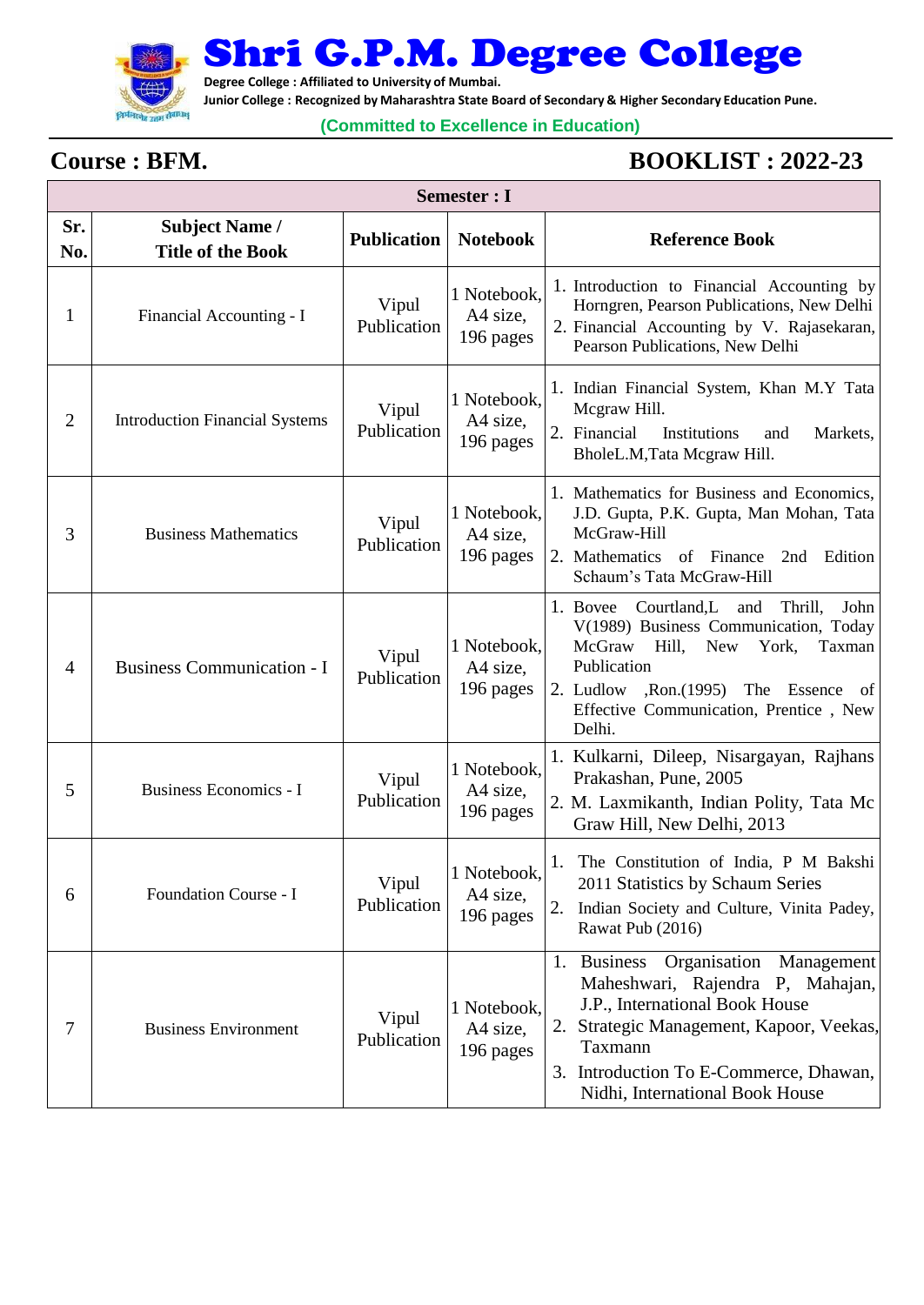# Shri G.P.M. Degree College

**Degree College : Affiliated to University of Mumbai.**

**Junior College : Recognized by Maharashtra State Board of Secondary & Higher Secondary Education Pune.**

**(Committed to Excellence in Education)**

## Course : BFM.

## BOOKLIST : 2022-23

| Semester : I | | | | |
|---|---|---|---|---|
| **Sr. No.** | **Subject Name / Title of the Book** | **Publication** | **Notebook** | **Reference Book** |
| 1 | Financial Accounting - I | Vipul Publication | 1 Notebook, A4 size, 196 pages | 1. Introduction to Financial Accounting by Horngren, Pearson Publications, New Delhi<br>2. Financial Accounting by V. Rajasekaran, Pearson Publications, New Delhi |
| 2 | Introduction Financial Systems | Vipul Publication | 1 Notebook, A4 size, 196 pages | 1. Indian Financial System, Khan M.Y Tata Mcgraw Hill.<br>2. Financial Institutions and Markets, BholeL.M,Tata Mcgraw Hill. |
| 3 | Business Mathematics | Vipul Publication | 1 Notebook, A4 size, 196 pages | 1. Mathematics for Business and Economics, J.D. Gupta, P.K. Gupta, Man Mohan, Tata McGraw-Hill<br>2. Mathematics of Finance 2nd Edition Schaum's Tata McGraw-Hill |
| 4 | Business Communication - I | Vipul Publication | 1 Notebook, A4 size, 196 pages | 1. Bovee Courtland,L and Thrill, John V(1989) Business Communication, Today McGraw Hill, New York, Taxman Publication<br>2. Ludlow ,Ron.(1995) The Essence of Effective Communication, Prentice , New Delhi. |
| 5 | Business Economics - I | Vipul Publication | 1 Notebook, A4 size, 196 pages | 1. Kulkarni, Dileep, Nisargayan, Rajhans Prakashan, Pune, 2005<br>2. M. Laxmikanth, Indian Polity, Tata Mc Graw Hill, New Delhi, 2013 |
| 6 | Foundation Course - I | Vipul Publication | 1 Notebook, A4 size, 196 pages | 1. The Constitution of India, P M Bakshi 2011 Statistics by Schaum Series<br>2. Indian Society and Culture, Vinita Padey, Rawat Pub (2016) |
| 7 | Business Environment | Vipul Publication | 1 Notebook, A4 size, 196 pages | 1. Business Organisation Management Maheshwari, Rajendra P, Mahajan, J.P., International Book House<br>2. Strategic Management, Kapoor, Veekas, Taxmann<br>3. Introduction To E-Commerce, Dhawan, Nidhi, International Book House |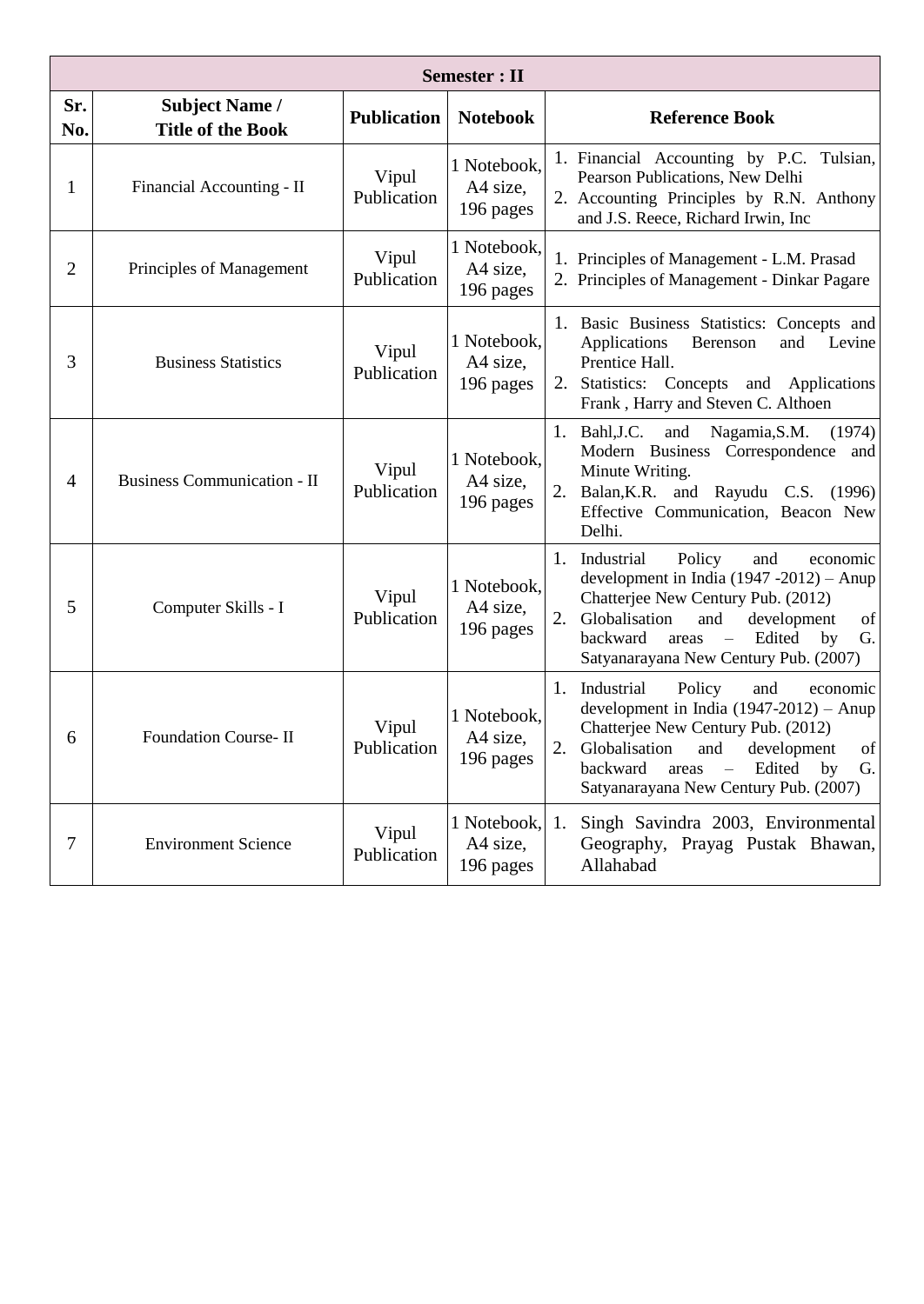| Semester : II | | | | |
|---|---|---|---|---|
| **Sr. No.** | **Subject Name / Title of the Book** | **Publication** | **Notebook** | **Reference Book** |
| 1 | Financial Accounting - II | Vipul Publication | 1 Notebook, A4 size, 196 pages | 1. Financial Accounting by P.C. Tulsian, Pearson Publications, New Delhi<br>2. Accounting Principles by R.N. Anthony and J.S. Reece, Richard Irwin, Inc |
| 2 | Principles of Management | Vipul Publication | 1 Notebook, A4 size, 196 pages | 1. Principles of Management - L.M. Prasad<br>2. Principles of Management - Dinkar Pagare |
| 3 | Business Statistics | Vipul Publication | 1 Notebook, A4 size, 196 pages | 1. Basic Business Statistics: Concepts and Applications Berenson and Levine Prentice Hall.<br>2. Statistics: Concepts and Applications Frank , Harry and Steven C. Althoen |
| 4 | Business Communication - II | Vipul Publication | 1 Notebook, A4 size, 196 pages | 1. Bahl,J.C. and Nagamia,S.M. (1974) Modern Business Correspondence and Minute Writing.<br>2. Balan,K.R. and Rayudu C.S. (1996) Effective Communication, Beacon New Delhi. |
| 5 | Computer Skills - I | Vipul Publication | 1 Notebook, A4 size, 196 pages | 1. Industrial Policy and economic development in India (1947 -2012) – Anup Chatterjee New Century Pub. (2012)<br>2. Globalisation and development of backward areas – Edited by G. Satyanarayana New Century Pub. (2007) |
| 6 | Foundation Course- II | Vipul Publication | 1 Notebook, A4 size, 196 pages | 1. Industrial Policy and economic development in India (1947-2012) – Anup Chatterjee New Century Pub. (2012)<br>2. Globalisation and development of backward areas – Edited by G. Satyanarayana New Century Pub. (2007) |
| 7 | Environment Science | Vipul Publication | 1 Notebook, A4 size, 196 pages | 1. Singh Savindra 2003, Environmental Geography, Prayag Pustak Bhawan, Allahabad |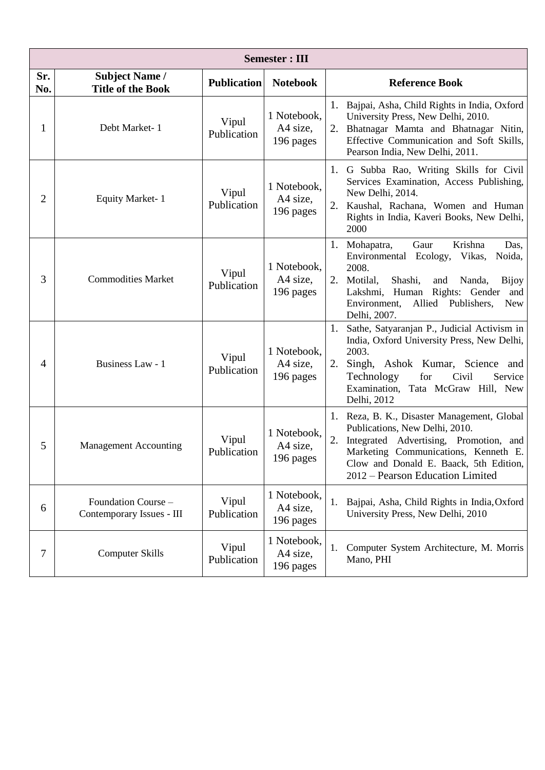| Semester : III | | | | |
|---|---|---|---|---|
| **Sr. No.** | **Subject Name / Title of the Book** | **Publication** | **Notebook** | **Reference Book** |
| 1 | Debt Market- 1 | Vipul Publication | 1 Notebook, A4 size, 196 pages | 1. Bajpai, Asha, Child Rights in India, Oxford University Press, New Delhi, 2010. 2. Bhatnagar Mamta and Bhatnagar Nitin, Effective Communication and Soft Skills, Pearson India, New Delhi, 2011. |
| 2 | Equity Market- 1 | Vipul Publication | 1 Notebook, A4 size, 196 pages | 1. G Subba Rao, Writing Skills for Civil Services Examination, Access Publishing, New Delhi, 2014. 2. Kaushal, Rachana, Women and Human Rights in India, Kaveri Books, New Delhi, 2000 |
| 3 | Commodities Market | Vipul Publication | 1 Notebook, A4 size, 196 pages | 1. Mohapatra, Gaur Krishna Das, Environmental Ecology, Vikas, Noida, 2008. 2. Motilal, Shashi, and Nanda, Bijoy Lakshmi, Human Rights: Gender and Environment, Allied Publishers, New Delhi, 2007. |
| 4 | Business Law - 1 | Vipul Publication | 1 Notebook, A4 size, 196 pages | 1. Sathe, Satyaranjan P., Judicial Activism in India, Oxford University Press, New Delhi, 2003. 2. Singh, Ashok Kumar, Science and Technology for Civil Service Examination, Tata McGraw Hill, New Delhi, 2012 |
| 5 | Management Accounting | Vipul Publication | 1 Notebook, A4 size, 196 pages | 1. Reza, B. K., Disaster Management, Global Publications, New Delhi, 2010. 2. Integrated Advertising, Promotion, and Marketing Communications, Kenneth E. Clow and Donald E. Baack, 5th Edition, 2012 – Pearson Education Limited |
| 6 | Foundation Course – Contemporary Issues - III | Vipul Publication | 1 Notebook, A4 size, 196 pages | 1. Bajpai, Asha, Child Rights in India, Oxford University Press, New Delhi, 2010 |
| 7 | Computer Skills | Vipul Publication | 1 Notebook, A4 size, 196 pages | 1. Computer System Architecture, M. Morris Mano, PHI |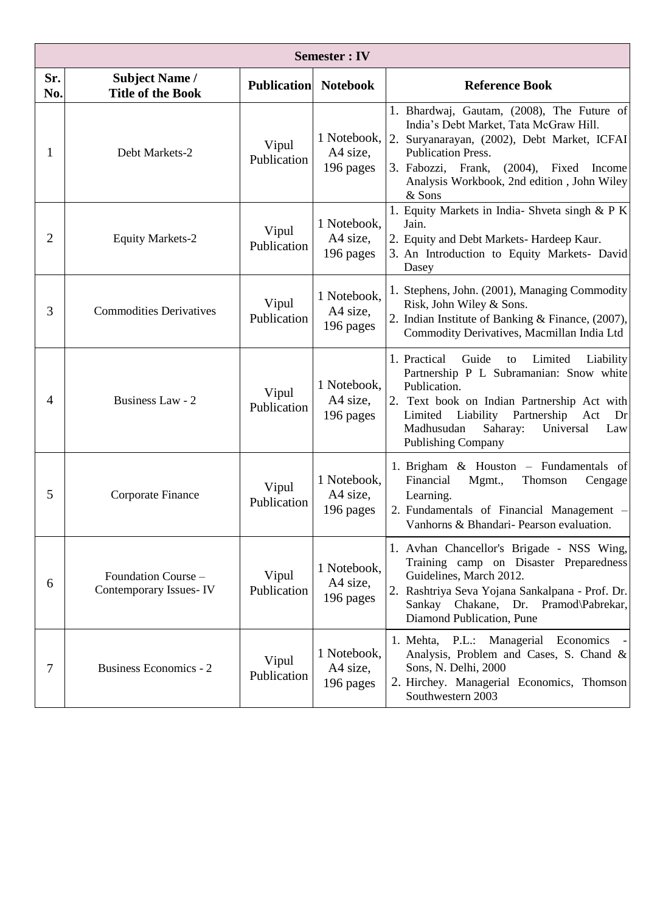| Semester : IV | | | | |
|---|---|---|---|---|
| **Sr. No.** | **Subject Name / Title of the Book** | **Publication** | **Notebook** | **Reference Book** |
| 1 | Debt Markets-2 | Vipul Publication | 1 Notebook, A4 size, 196 pages | 1. Bhardwaj, Gautam, (2008), The Future of India's Debt Market, Tata McGraw Hill. 2. Suryanarayan, (2002), Debt Market, ICFAI Publication Press. 3. Fabozzi, Frank, (2004), Fixed Income Analysis Workbook, 2nd edition , John Wiley & Sons |
| 2 | Equity Markets-2 | Vipul Publication | 1 Notebook, A4 size, 196 pages | 1. Equity Markets in India- Shveta singh & P K Jain. 2. Equity and Debt Markets- Hardeep Kaur. 3. An Introduction to Equity Markets- David Dasey |
| 3 | Commodities Derivatives | Vipul Publication | 1 Notebook, A4 size, 196 pages | 1. Stephens, John. (2001), Managing Commodity Risk, John Wiley & Sons. 2. Indian Institute of Banking & Finance, (2007), Commodity Derivatives, Macmillan India Ltd |
| 4 | Business Law - 2 | Vipul Publication | 1 Notebook, A4 size, 196 pages | 1. Practical Guide to Limited Liability Partnership P L Subramanian: Snow white Publication. 2. Text book on Indian Partnership Act with Limited Liability Partnership Act Dr Madhusudan Saharay: Universal Law Publishing Company |
| 5 | Corporate Finance | Vipul Publication | 1 Notebook, A4 size, 196 pages | 1. Brigham & Houston – Fundamentals of Financial Mgmt., Thomson Cengage Learning. 2. Fundamentals of Financial Management – Vanhorns & Bhandari- Pearson evaluation. |
| 6 | Foundation Course – Contemporary Issues- IV | Vipul Publication | 1 Notebook, A4 size, 196 pages | 1. Avhan Chancellor's Brigade - NSS Wing, Training camp on Disaster Preparedness Guidelines, March 2012. 2. Rashtriya Seva Yojana Sankalpana - Prof. Dr. Sankay Chakane, Dr. Pramod\Pabrekar, Diamond Publication, Pune |
| 7 | Business Economics - 2 | Vipul Publication | 1 Notebook, A4 size, 196 pages | 1. Mehta, P.L.: Managerial Economics - Analysis, Problem and Cases, S. Chand & Sons, N. Delhi, 2000 2. Hirchey. Managerial Economics, Thomson Southwestern 2003 |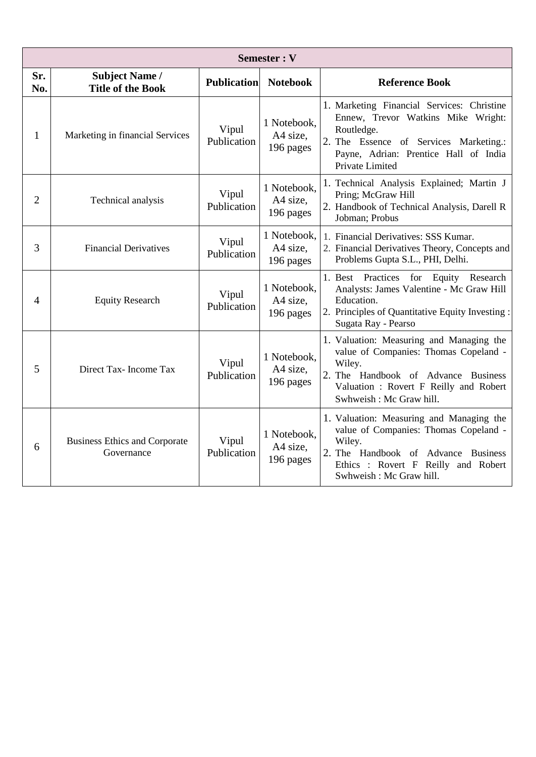| Semester : V | | | | |
|---|---|---|---|---|
| **Sr. No.** | **Subject Name / Title of the Book** | **Publication** | **Notebook** | **Reference Book** |
| 1 | Marketing in financial Services | Vipul Publication | 1 Notebook, A4 size, 196 pages | 1. Marketing Financial Services: Christine Ennew, Trevor Watkins Mike Wright: Routledge.<br>2. The Essence of Services Marketing.: Payne, Adrian: Prentice Hall of India Private Limited |
| 2 | Technical analysis | Vipul Publication | 1 Notebook, A4 size, 196 pages | 1. Technical Analysis Explained; Martin J Pring; McGraw Hill<br>2. Handbook of Technical Analysis, Darell R Jobman; Probus |
| 3 | Financial Derivatives | Vipul Publication | 1 Notebook, A4 size, 196 pages | 1. Financial Derivatives: SSS Kumar.<br>2. Financial Derivatives Theory, Concepts and Problems Gupta S.L., PHI, Delhi. |
| 4 | Equity Research | Vipul Publication | 1 Notebook, A4 size, 196 pages | 1. Best Practices for Equity Research Analysts: James Valentine - Mc Graw Hill Education.<br>2. Principles of Quantitative Equity Investing : Sugata Ray - Pearso |
| 5 | Direct Tax- Income Tax | Vipul Publication | 1 Notebook, A4 size, 196 pages | 1. Valuation: Measuring and Managing the value of Companies: Thomas Copeland - Wiley.<br>2. The Handbook of Advance Business Valuation : Rovert F Reilly and Robert Swhweish : Mc Graw hill. |
| 6 | Business Ethics and Corporate Governance | Vipul Publication | 1 Notebook, A4 size, 196 pages | 1. Valuation: Measuring and Managing the value of Companies: Thomas Copeland - Wiley.<br>2. The Handbook of Advance Business Ethics : Rovert F Reilly and Robert Swhweish : Mc Graw hill. |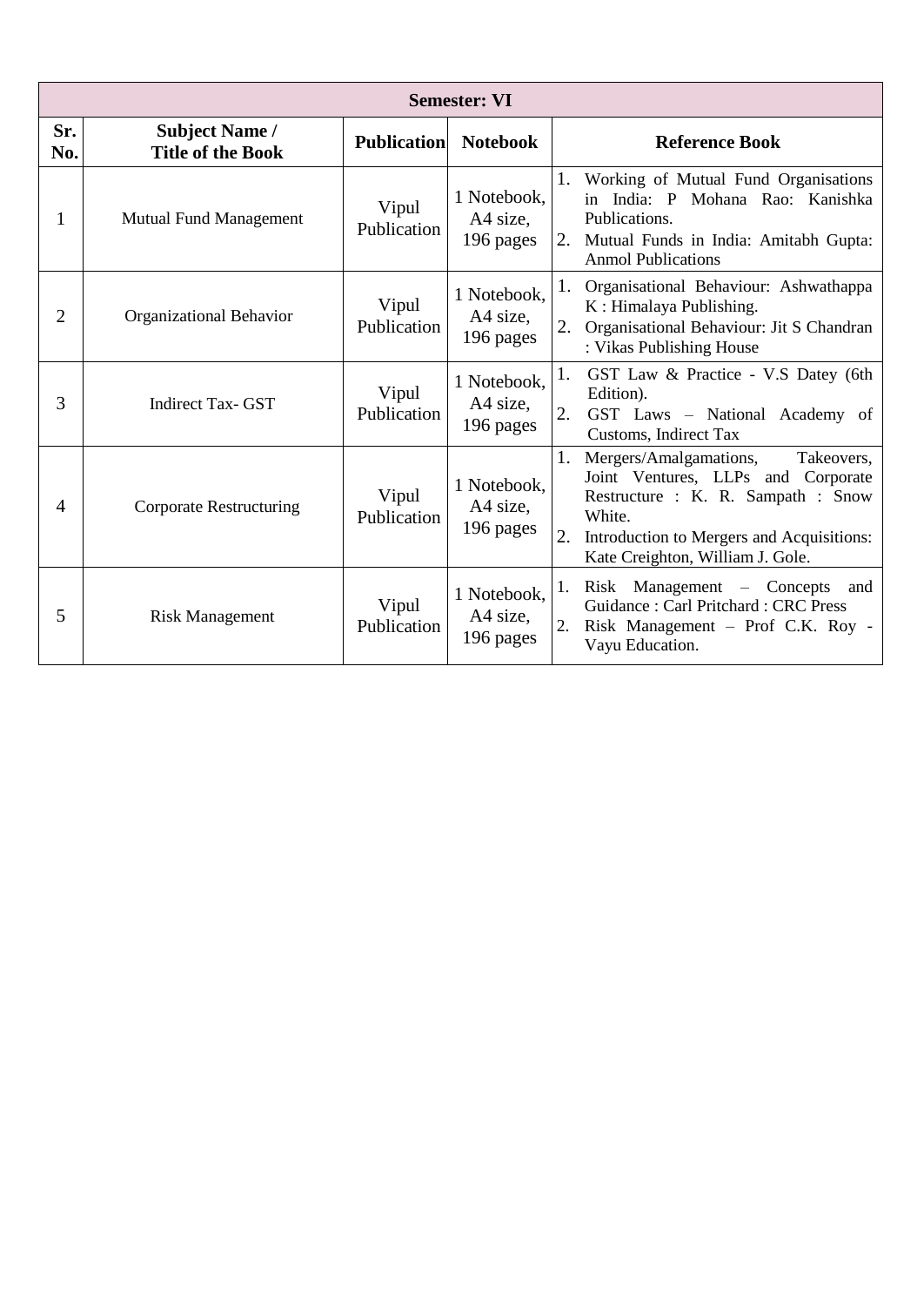| Semester: VI | | | | |
|---|---|---|---|---|
| **Sr. No.** | **Subject Name / Title of the Book** | **Publication** | **Notebook** | **Reference Book** |
| 1 | Mutual Fund Management | Vipul Publication | 1 Notebook, A4 size, 196 pages | 1. Working of Mutual Fund Organisations in India: P Mohana Rao: Kanishka Publications. 2. Mutual Funds in India: Amitabh Gupta: Anmol Publications |
| 2 | Organizational Behavior | Vipul Publication | 1 Notebook, A4 size, 196 pages | 1. Organisational Behaviour: Ashwathappa K : Himalaya Publishing. 2. Organisational Behaviour: Jit S Chandran : Vikas Publishing House |
| 3 | Indirect Tax- GST | Vipul Publication | 1 Notebook, A4 size, 196 pages | 1. GST Law & Practice - V.S Datey (6th Edition). 2. GST Laws – National Academy of Customs, Indirect Tax |
| 4 | Corporate Restructuring | Vipul Publication | 1 Notebook, A4 size, 196 pages | 1. Mergers/Amalgamations, Takeovers, Joint Ventures, LLPs and Corporate Restructure : K. R. Sampath : Snow White. 2. Introduction to Mergers and Acquisitions: Kate Creighton, William J. Gole. |
| 5 | Risk Management | Vipul Publication | 1 Notebook, A4 size, 196 pages | 1. Risk Management – Concepts and Guidance : Carl Pritchard : CRC Press 2. Risk Management – Prof C.K. Roy - Vayu Education. |